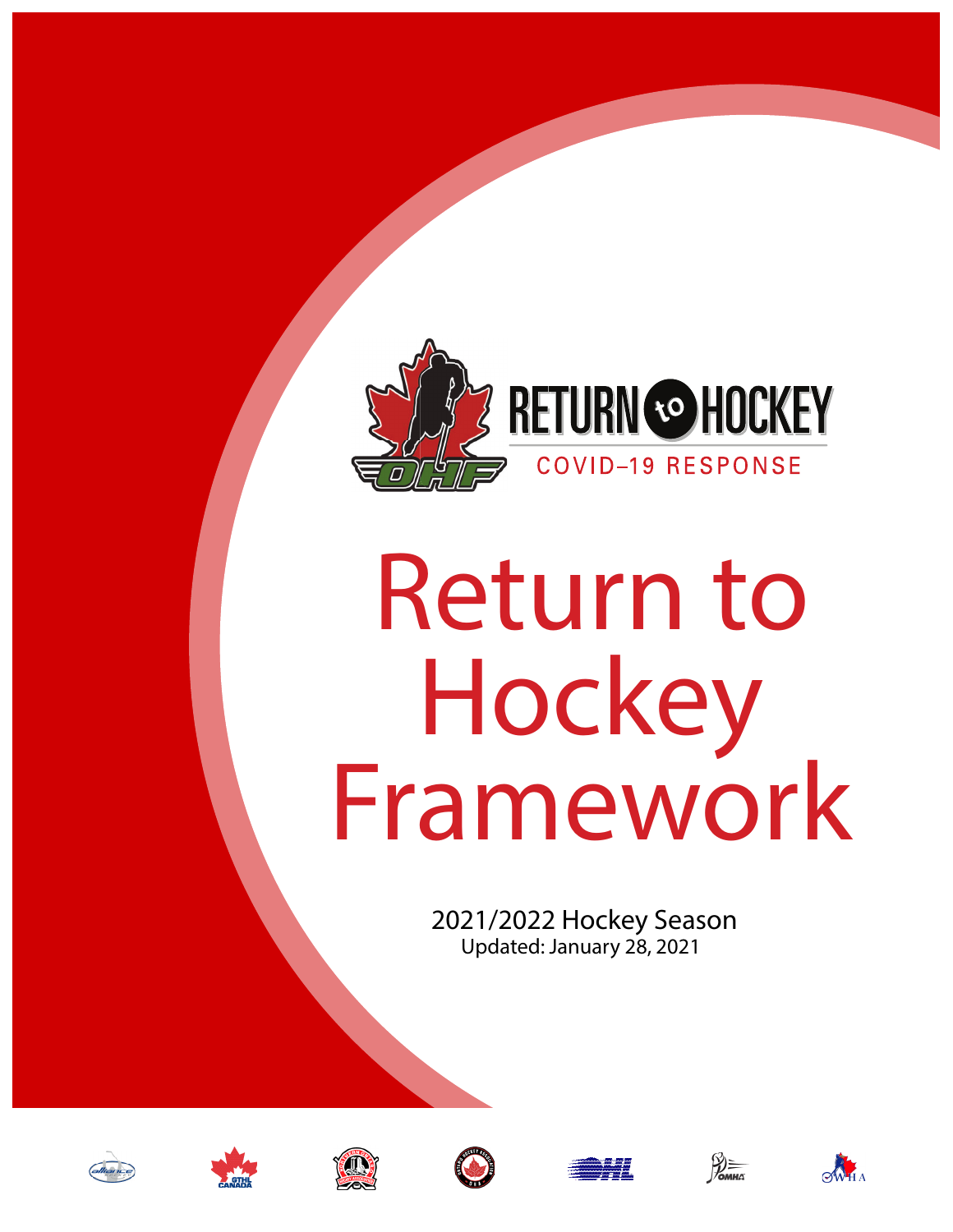RETURN to HOCKEY

COVID-19 RESPONSE

# Return to Hockey Framework

2021/2022 Hockey Season

Updated: January 28, 2021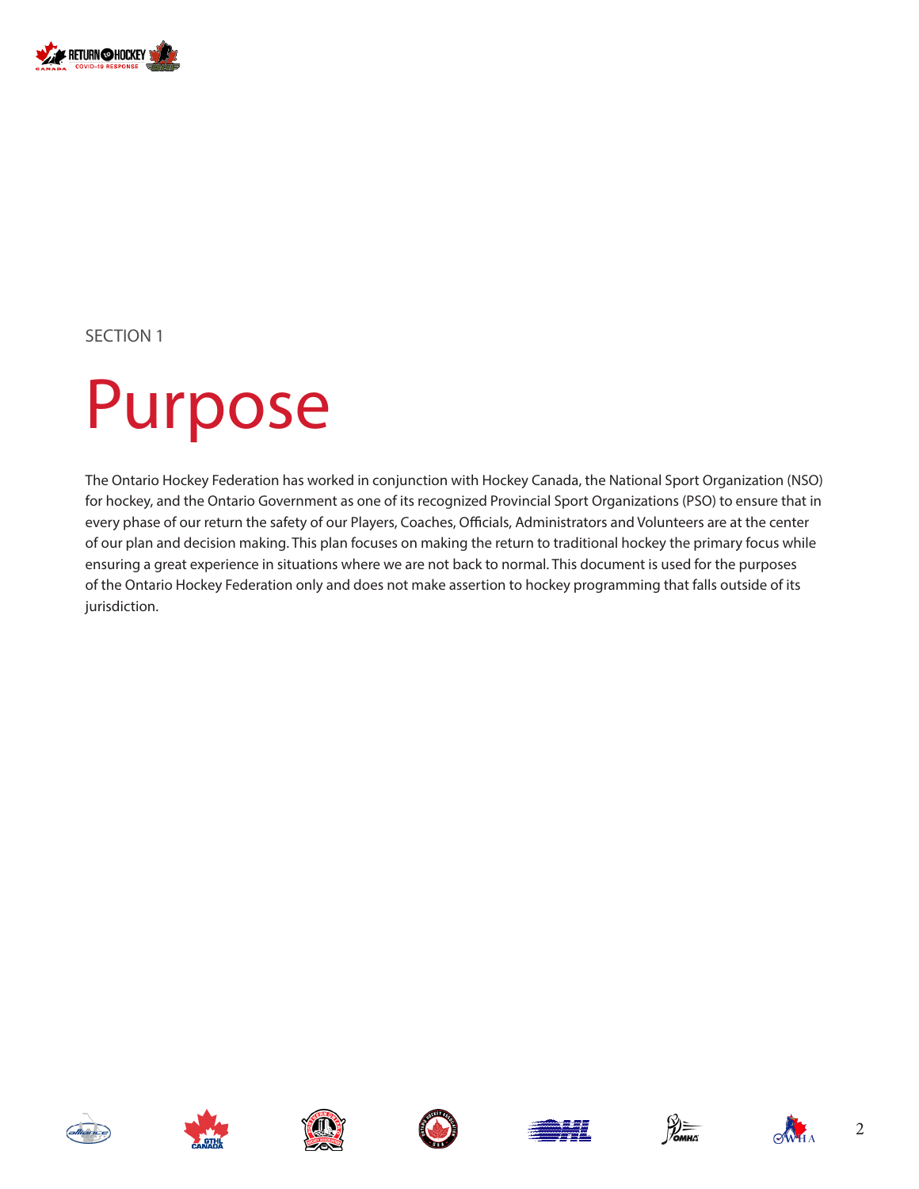SECTION 1

# Purpose

The Ontario Hockey Federation has worked in conjunction with Hockey Canada, the National Sport Organization (NSO) for hockey, and the Ontario Government as one of its recognized Provincial Sport Organizations (PSO) to ensure that in every phase of our return the safety of our Players, Coaches, Officials, Administrators and Volunteers are at the center of our plan and decision making. This plan focuses on making the return to traditional hockey the primary focus while ensuring a great experience in situations where we are not back to normal. This document is used for the purposes of the Ontario Hockey Federation only and does not make assertion to hockey programming that falls outside of its jurisdiction.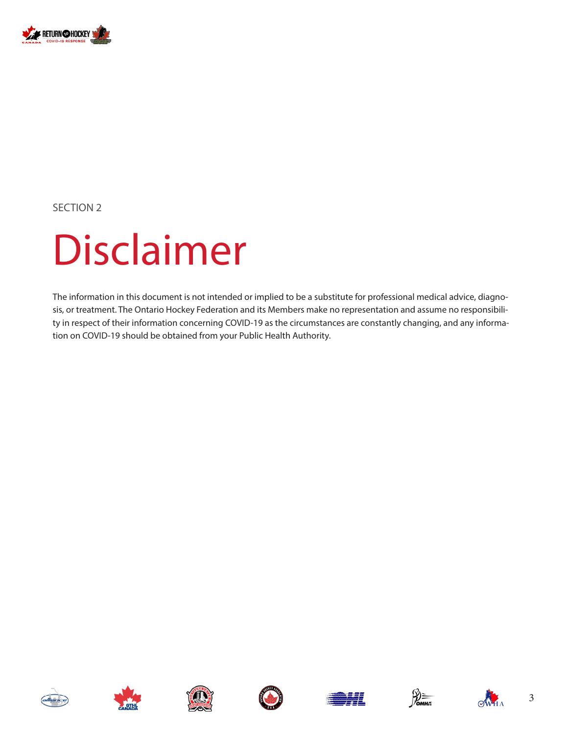SECTION 2

# Disclaimer

The information in this document is not intended or implied to be a substitute for professional medical advice, diagnosis, or treatment. The Ontario Hockey Federation and its Members make no representation and assume no responsibility in respect of their information concerning COVID-19 as the circumstances are constantly changing, and any information on COVID-19 should be obtained from your Public Health Authority.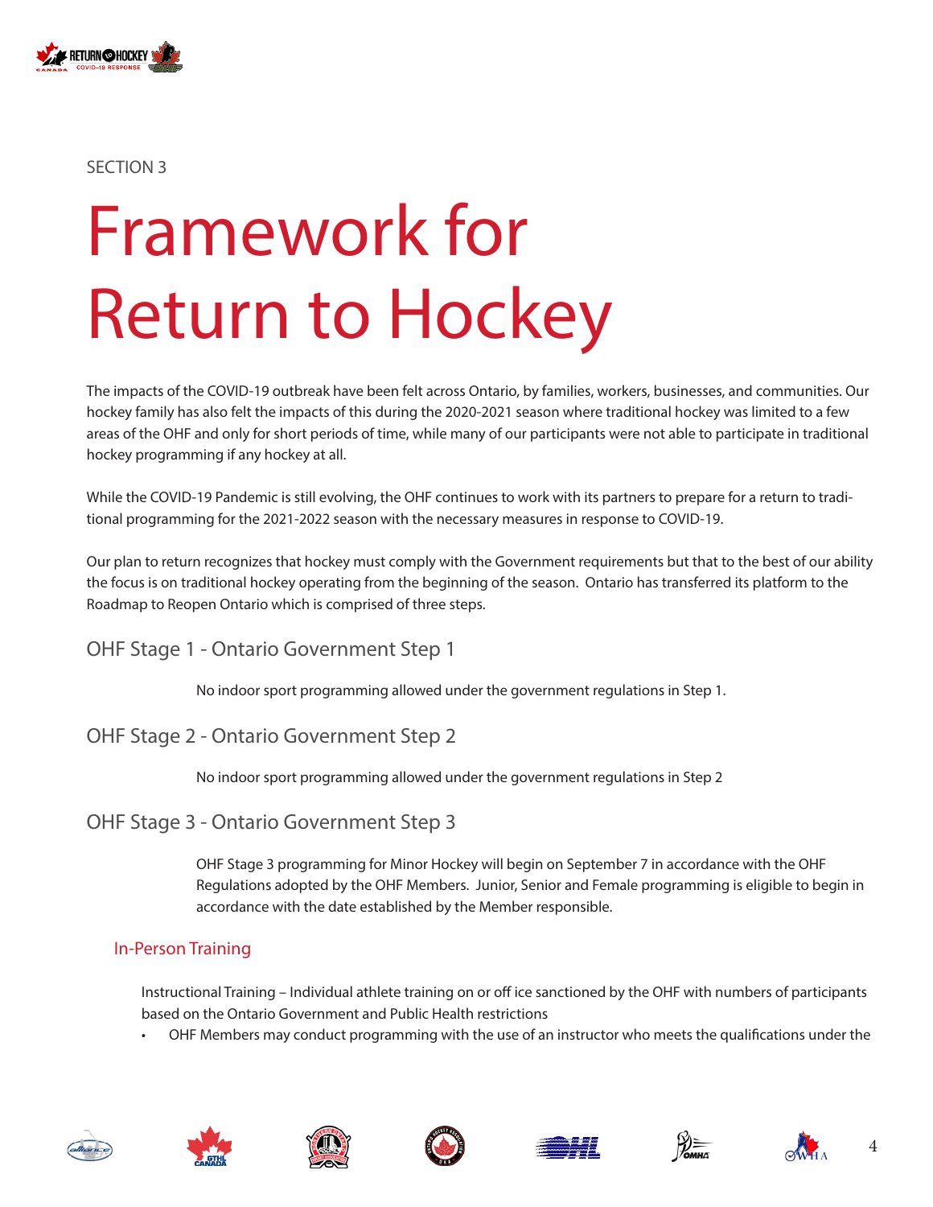SECTION 3

# Framework for Return to Hockey

The impacts of the COVID-19 outbreak have been felt across Ontario, by families, workers, businesses, and communities. Our hockey family has also felt the impacts of this during the 2020-2021 season where traditional hockey was limited to a few areas of the OHF and only for short periods of time, while many of our participants were not able to participate in traditional hockey programming if any hockey at all.

While the COVID-19 Pandemic is still evolving, the OHF continues to work with its partners to prepare for a return to traditional programming for the 2021-2022 season with the necessary measures in response to COVID-19.

Our plan to return recognizes that hockey must comply with the Government requirements but that to the best of our ability the focus is on traditional hockey operating from the beginning of the season. Ontario has transferred its platform to the Roadmap to Reopen Ontario which is comprised of three steps.

## OHF Stage 1 - Ontario Government Step 1

No indoor sport programming allowed under the government regulations in Step 1.

## OHF Stage 2 - Ontario Government Step 2

No indoor sport programming allowed under the government regulations in Step 2

## OHF Stage 3 - Ontario Government Step 3

OHF Stage 3 programming for Minor Hockey will begin on September 7 in accordance with the OHF Regulations adopted by the OHF Members. Junior, Senior and Female programming is eligible to begin in accordance with the date established by the Member responsible.

### In-Person Training

Instructional Training – Individual athlete training on or off ice sanctioned by the OHF with numbers of participants based on the Ontario Government and Public Health restrictions

- OHF Members may conduct programming with the use of an instructor who meets the qualifications under the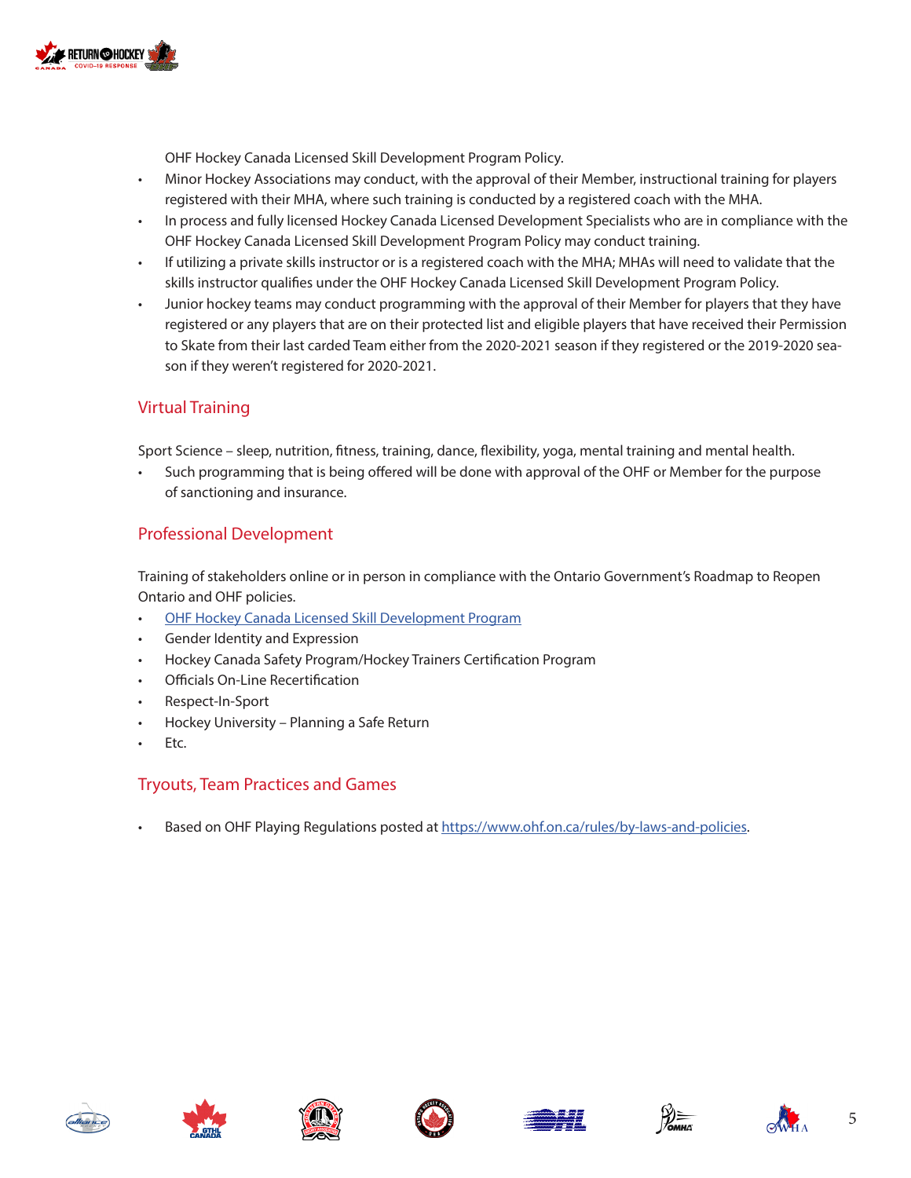OHF Hockey Canada Licensed Skill Development Program Policy.

- Minor Hockey Associations may conduct, with the approval of their Member, instructional training for players registered with their MHA, where such training is conducted by a registered coach with the MHA.
- In process and fully licensed Hockey Canada Licensed Development Specialists who are in compliance with the OHF Hockey Canada Licensed Skill Development Program Policy may conduct training.
- If utilizing a private skills instructor or is a registered coach with the MHA; MHAs will need to validate that the skills instructor qualifies under the OHF Hockey Canada Licensed Skill Development Program Policy.
- Junior hockey teams may conduct programming with the approval of their Member for players that they have registered or any players that are on their protected list and eligible players that have received their Permission to Skate from their last carded Team either from the 2020-2021 season if they registered or the 2019-2020 season if they weren't registered for 2020-2021.

## Virtual Training

Sport Science – sleep, nutrition, fitness, training, dance, flexibility, yoga, mental training and mental health.

- Such programming that is being offered will be done with approval of the OHF or Member for the purpose of sanctioning and insurance.

## Professional Development

Training of stakeholders online or in person in compliance with the Ontario Government's Roadmap to Reopen Ontario and OHF policies.

- OHF Hockey Canada Licensed Skill Development Program
- Gender Identity and Expression
- Hockey Canada Safety Program/Hockey Trainers Certification Program
- Officials On-Line Recertification
- Respect-In-Sport
- Hockey University – Planning a Safe Return
- Etc.

## Tryouts, Team Practices and Games

- Based on OHF Playing Regulations posted at https://www.ohf.on.ca/rules/by-laws-and-policies.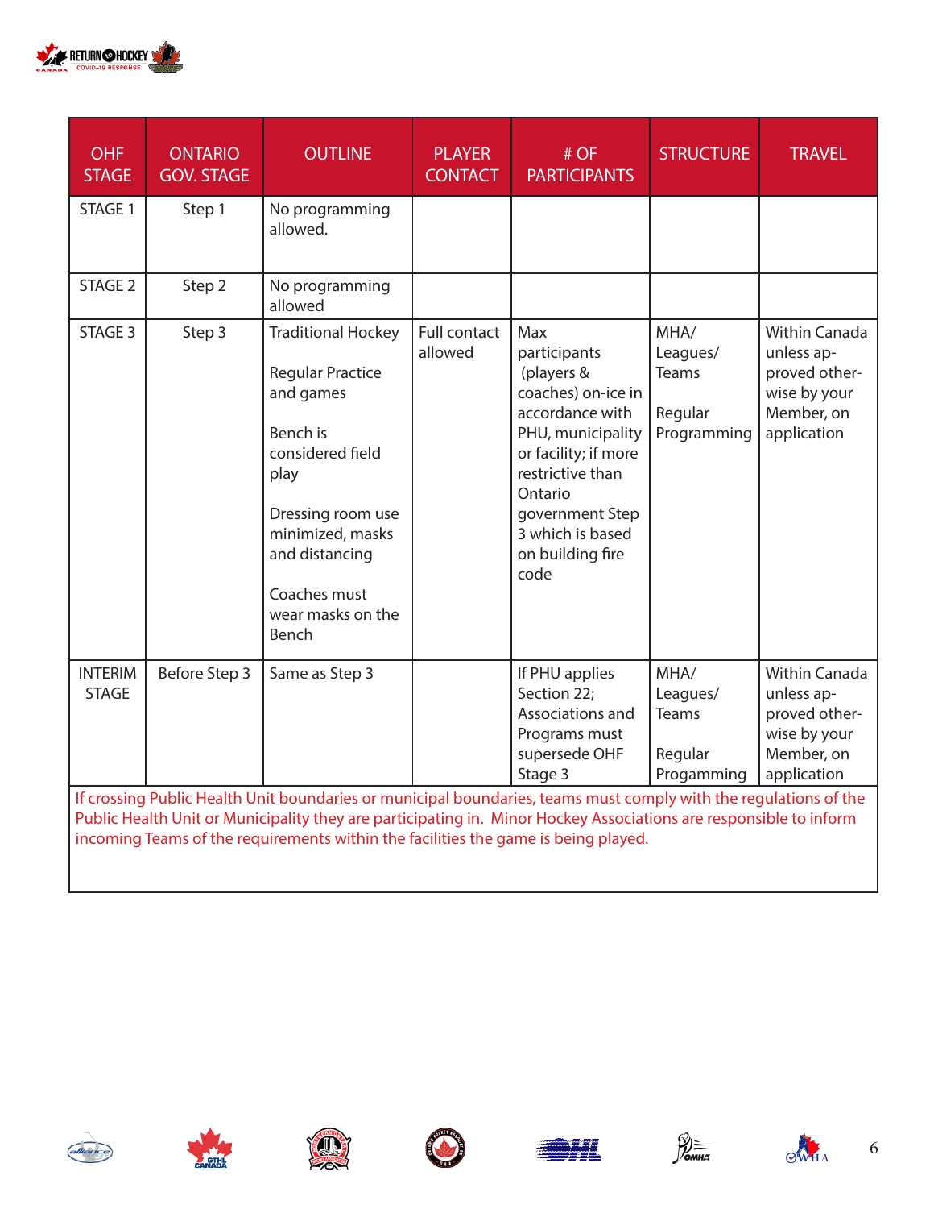| OHF STAGE | ONTARIO GOV. STAGE | OUTLINE | PLAYER CONTACT | # OF PARTICIPANTS | STRUCTURE | TRAVEL |
|---|---|---|---|---|---|---|
| STAGE 1 | Step 1 | No programming allowed. | | | | |
| STAGE 2 | Step 2 | No programming allowed | | | | |
| STAGE 3 | Step 3 | Traditional Hockey<br><br>Regular Practice and games<br><br>Bench is considered field play<br><br>Dressing room use minimized, masks and distancing<br><br>Coaches must wear masks on the Bench | Full contact allowed | Max participants (players & coaches) on-ice in accordance with PHU, municipality or facility; if more restrictive than Ontario government Step 3 which is based on building fire code | MHA/ Leagues/ Teams<br><br>Regular Programming | Within Canada unless approved otherwise by your Member, on application |
| INTERIM STAGE | Before Step 3 | Same as Step 3 | | If PHU applies Section 22; Associations and Programs must supersede OHF Stage 3 | MHA/ Leagues/ Teams<br><br>Regular Progamming | Within Canada unless approved otherwise by your Member, on application |
| If crossing Public Health Unit boundaries or municipal boundaries, teams must comply with the regulations of the Public Health Unit or Municipality they are participating in. Minor Hockey Associations are responsible to inform incoming Teams of the requirements within the facilities the game is being played. | | | | | | |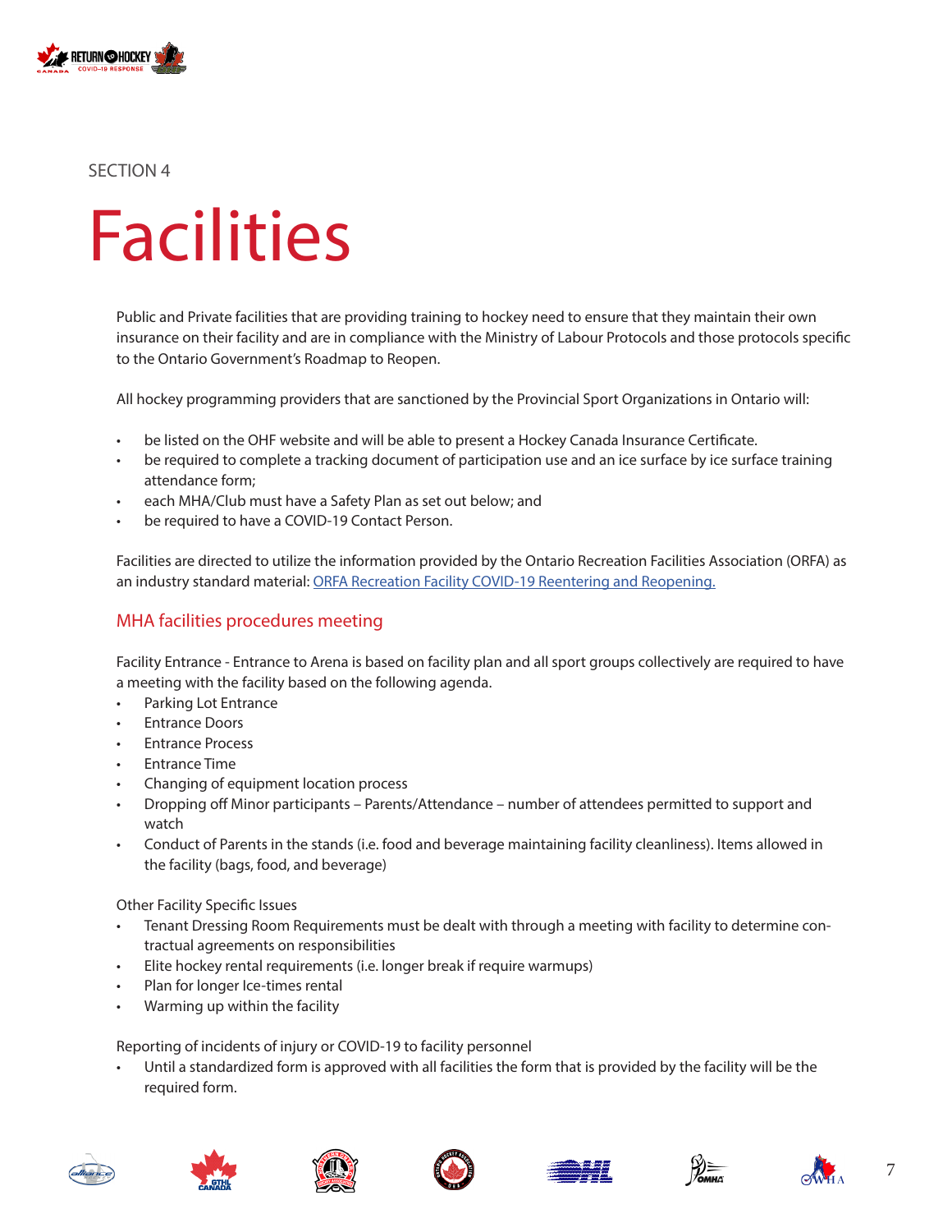SECTION 4

# Facilities

Public and Private facilities that are providing training to hockey need to ensure that they maintain their own insurance on their facility and are in compliance with the Ministry of Labour Protocols and those protocols specific to the Ontario Government's Roadmap to Reopen.

All hockey programming providers that are sanctioned by the Provincial Sport Organizations in Ontario will:

- be listed on the OHF website and will be able to present a Hockey Canada Insurance Certificate.
- be required to complete a tracking document of participation use and an ice surface by ice surface training attendance form;
- each MHA/Club must have a Safety Plan as set out below; and
- be required to have a COVID-19 Contact Person.

Facilities are directed to utilize the information provided by the Ontario Recreation Facilities Association (ORFA) as an industry standard material: [ORFA Recreation Facility COVID-19 Reentering and Reopening.]()

## MHA facilities procedures meeting

Facility Entrance - Entrance to Arena is based on facility plan and all sport groups collectively are required to have a meeting with the facility based on the following agenda.

- Parking Lot Entrance
- Entrance Doors
- Entrance Process
- Entrance Time
- Changing of equipment location process
- Dropping off Minor participants – Parents/Attendance – number of attendees permitted to support and watch
- Conduct of Parents in the stands (i.e. food and beverage maintaining facility cleanliness). Items allowed in the facility (bags, food, and beverage)

Other Facility Specific Issues

- Tenant Dressing Room Requirements must be dealt with through a meeting with facility to determine contractual agreements on responsibilities
- Elite hockey rental requirements (i.e. longer break if require warmups)
- Plan for longer Ice-times rental
- Warming up within the facility

Reporting of incidents of injury or COVID-19 to facility personnel

- Until a standardized form is approved with all facilities the form that is provided by the facility will be the required form.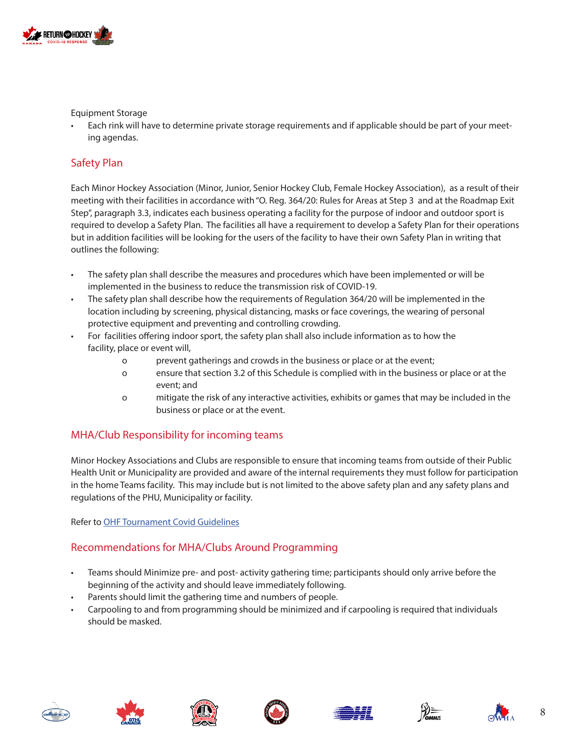Equipment Storage

- Each rink will have to determine private storage requirements and if applicable should be part of your meeting agendas.

## Safety Plan

Each Minor Hockey Association (Minor, Junior, Senior Hockey Club, Female Hockey Association), as a result of their meeting with their facilities in accordance with "O. Reg. 364/20: Rules for Areas at Step 3 and at the Roadmap Exit Step", paragraph 3.3, indicates each business operating a facility for the purpose of indoor and outdoor sport is required to develop a Safety Plan. The facilities all have a requirement to develop a Safety Plan for their operations but in addition facilities will be looking for the users of the facility to have their own Safety Plan in writing that outlines the following:

- The safety plan shall describe the measures and procedures which have been implemented or will be implemented in the business to reduce the transmission risk of COVID-19.
- The safety plan shall describe how the requirements of Regulation 364/20 will be implemented in the location including by screening, physical distancing, masks or face coverings, the wearing of personal protective equipment and preventing and controlling crowding.
- For facilities offering indoor sport, the safety plan shall also include information as to how the facility, place or event will,
    - prevent gatherings and crowds in the business or place or at the event;
    - ensure that section 3.2 of this Schedule is complied with in the business or place or at the event; and
    - mitigate the risk of any interactive activities, exhibits or games that may be included in the business or place or at the event.

## MHA/Club Responsibility for incoming teams

Minor Hockey Associations and Clubs are responsible to ensure that incoming teams from outside of their Public Health Unit or Municipality are provided and aware of the internal requirements they must follow for participation in the home Teams facility. This may include but is not limited to the above safety plan and any safety plans and regulations of the PHU, Municipality or facility.

Refer to [OHF Tournament Covid Guidelines]

## Recommendations for MHA/Clubs Around Programming

- Teams should Minimize pre- and post- activity gathering time; participants should only arrive before the beginning of the activity and should leave immediately following.
- Parents should limit the gathering time and numbers of people.
- Carpooling to and from programming should be minimized and if carpooling is required that individuals should be masked.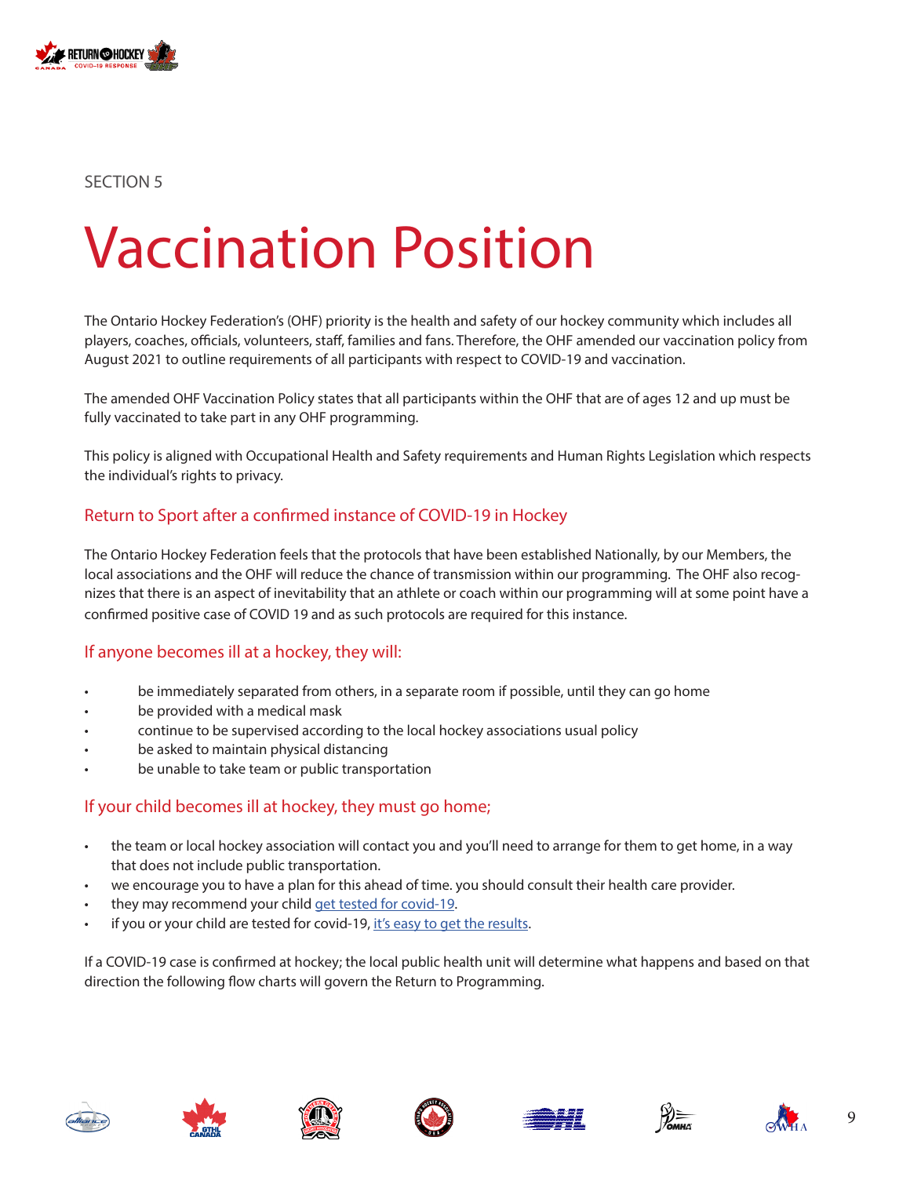SECTION 5

# Vaccination Position

The Ontario Hockey Federation's (OHF) priority is the health and safety of our hockey community which includes all players, coaches, officials, volunteers, staff, families and fans. Therefore, the OHF amended our vaccination policy from August 2021 to outline requirements of all participants with respect to COVID-19 and vaccination.

The amended OHF Vaccination Policy states that all participants within the OHF that are of ages 12 and up must be fully vaccinated to take part in any OHF programming.

This policy is aligned with Occupational Health and Safety requirements and Human Rights Legislation which respects the individual's rights to privacy.

## Return to Sport after a confirmed instance of COVID-19 in Hockey

The Ontario Hockey Federation feels that the protocols that have been established Nationally, by our Members, the local associations and the OHF will reduce the chance of transmission within our programming. The OHF also recognizes that there is an aspect of inevitability that an athlete or coach within our programming will at some point have a confirmed positive case of COVID 19 and as such protocols are required for this instance.

## If anyone becomes ill at a hockey, they will:

- be immediately separated from others, in a separate room if possible, until they can go home
- be provided with a medical mask
- continue to be supervised according to the local hockey associations usual policy
- be asked to maintain physical distancing
- be unable to take team or public transportation

## If your child becomes ill at hockey, they must go home;

- the team or local hockey association will contact you and you'll need to arrange for them to get home, in a way that does not include public transportation.
- we encourage you to have a plan for this ahead of time. you should consult their health care provider.
- they may recommend your child get tested for covid-19.
- if you or your child are tested for covid-19, it's easy to get the results.

If a COVID-19 case is confirmed at hockey; the local public health unit will determine what happens and based on that direction the following flow charts will govern the Return to Programming.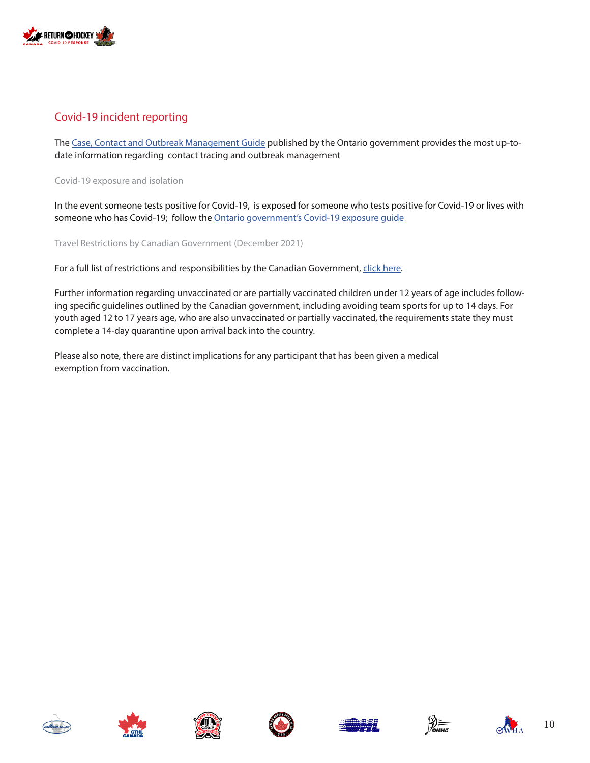## Covid-19 incident reporting

The Case, Contact and Outbreak Management Guide published by the Ontario government provides the most up-to-date information regarding contact tracing and outbreak management

### Covid-19 exposure and isolation

In the event someone tests positive for Covid-19, is exposed for someone who tests positive for Covid-19 or lives with someone who has Covid-19; follow the Ontario government's Covid-19 exposure guide

### Travel Restrictions by Canadian Government (December 2021)

For a full list of restrictions and responsibilities by the Canadian Government, click here.

Further information regarding unvaccinated or are partially vaccinated children under 12 years of age includes following specific guidelines outlined by the Canadian government, including avoiding team sports for up to 14 days. For youth aged 12 to 17 years age, who are also unvaccinated or partially vaccinated, the requirements state they must complete a 14-day quarantine upon arrival back into the country.

Please also note, there are distinct implications for any participant that has been given a medical exemption from vaccination.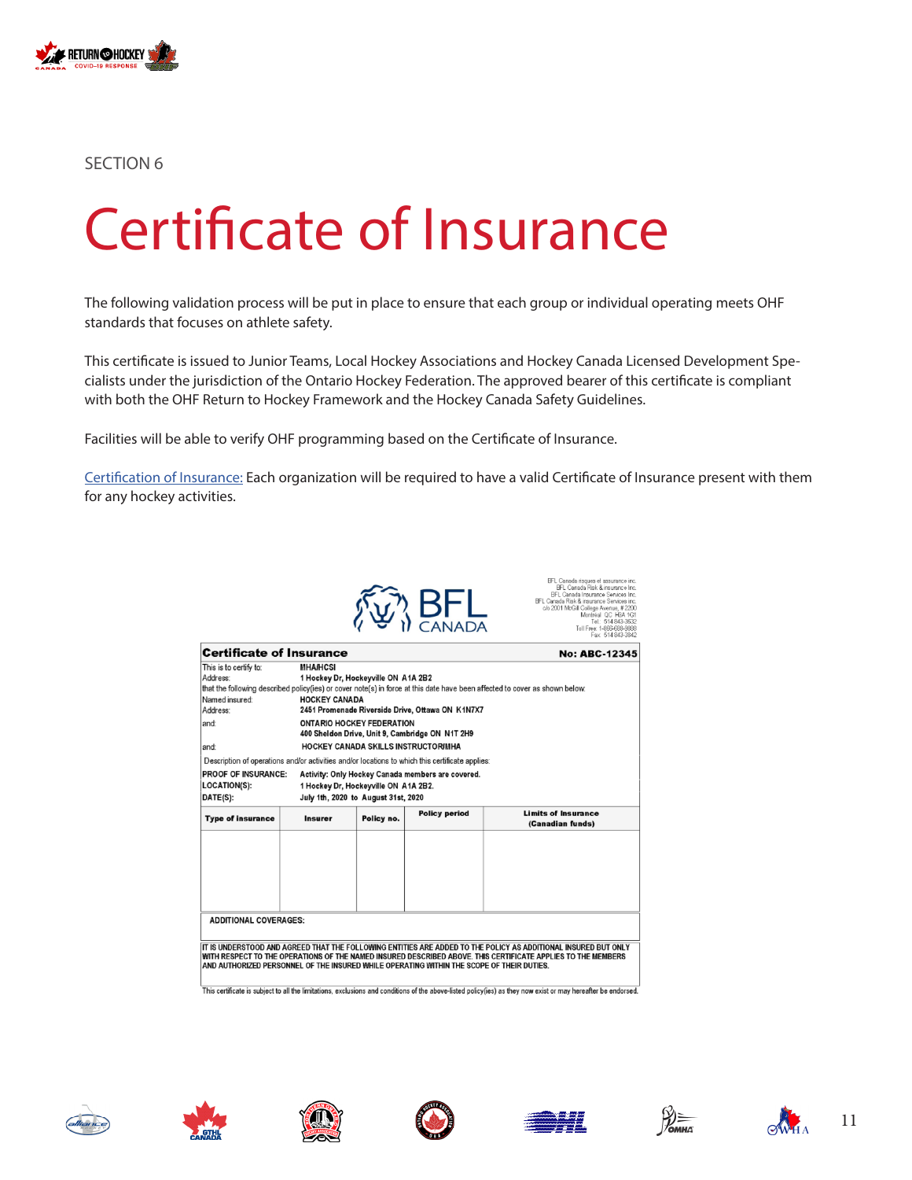SECTION 6

# Certificate of Insurance

The following validation process will be put in place to ensure that each group or individual operating meets OHF standards that focuses on athlete safety.

This certificate is issued to Junior Teams, Local Hockey Associations and Hockey Canada Licensed Development Specialists under the jurisdiction of the Ontario Hockey Federation. The approved bearer of this certificate is compliant with both the OHF Return to Hockey Framework and the Hockey Canada Safety Guidelines.

Facilities will be able to verify OHF programming based on the Certificate of Insurance.

Certification of Insurance: Each organization will be required to have a valid Certificate of Insurance present with them for any hockey activities.

BFL CANADA

BFL Canada risques et assurance inc.
BFL Canada Risk & insurance Inc.
BFL Canada Insurance Services Inc.
BFL Canada Risk & insurance Services inc.
c/o 2001 McGill College Avenue, # 2200
Montréal QC H3A 1G1
Tel: 514 843-3632
Toll Free: 1-866-688-9888
Fax: 514 843-3842

**Certificate of Insurance** **No: ABC-12345**

This is to certify to: **MHA/HCSI**
Address: **1 Hockey Dr, Hockeyville ON A1A 2B2**
that the following described policy(ies) or cover note(s) in force at this date have been affected to cover as shown below.
Named insured: **HOCKEY CANADA**
Address: **2451 Promenade Riverside Drive, Ottawa ON K1N7X7**
and: **ONTARIO HOCKEY FEDERATION**
**400 Sheldon Drive, Unit 9, Cambridge ON N1T 2H9**
and: **HOCKEY CANADA SKILLS INSTRUCTOR/MHA**

Description of operations and/or activities and/or locations to which this certificate applies:
PROOF OF INSURANCE: **Activity: Only Hockey Canada members are covered.**
LOCATION(S): **1 Hockey Dr, Hockeyville ON A1A 2B2.**
DATE(S): **July 1th, 2020 to August 31st, 2020**

| Type of insurance | Insurer | Policy no. | Policy period | Limits of insurance (Canadian funds) |
|---|---|---|---|---|
| | | | | |

ADDITIONAL COVERAGES:

IT IS UNDERSTOOD AND AGREED THAT THE FOLLOWING ENTITIES ARE ADDED TO THE POLICY AS ADDITIONAL INSURED BUT ONLY WITH RESPECT TO THE OPERATIONS OF THE NAMED INSURED DESCRIBED ABOVE. THIS CERTIFICATE APPLIES TO THE MEMBERS AND AUTHORIZED PERSONNEL OF THE INSURED WHILE OPERATING WITHIN THE SCOPE OF THEIR DUTIES.

This certificate is subject to all the limitations, exclusions and conditions of the above-listed policy(ies) as they now exist or may hereafter be endorsed.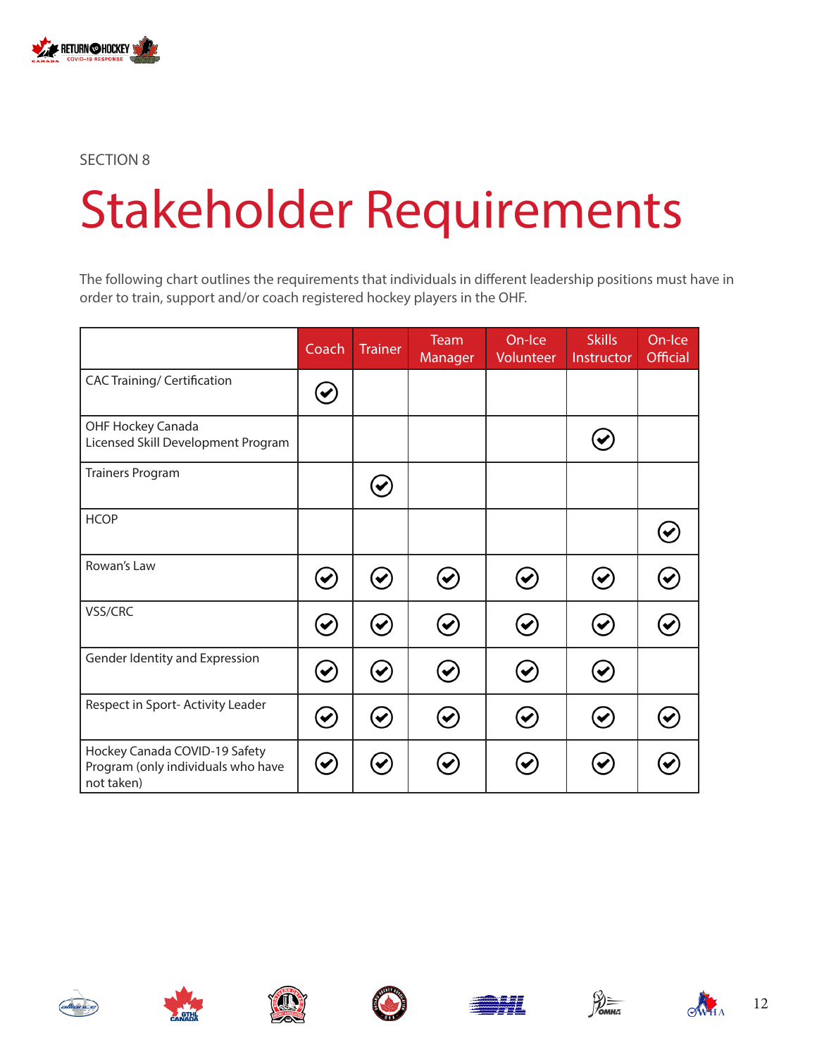SECTION 8

# Stakeholder Requirements

The following chart outlines the requirements that individuals in different leadership positions must have in order to train, support and/or coach registered hockey players in the OHF.

| | Coach | Trainer | Team Manager | On-Ice Volunteer | Skills Instructor | On-Ice Official |
|---|---|---|---|---|---|---|
| CAC Training/ Certification | ✓ | | | | | |
| OHF Hockey Canada Licensed Skill Development Program | | | | | ✓ | |
| Trainers Program | | ✓ | | | | |
| HCOP | | | | | | ✓ |
| Rowan's Law | ✓ | ✓ | ✓ | ✓ | ✓ | ✓ |
| VSS/CRC | ✓ | ✓ | ✓ | ✓ | ✓ | ✓ |
| Gender Identity and Expression | ✓ | ✓ | ✓ | ✓ | ✓ | |
| Respect in Sport- Activity Leader | ✓ | ✓ | ✓ | ✓ | ✓ | ✓ |
| Hockey Canada COVID-19 Safety Program (only individuals who have not taken) | ✓ | ✓ | ✓ | ✓ | ✓ | ✓ |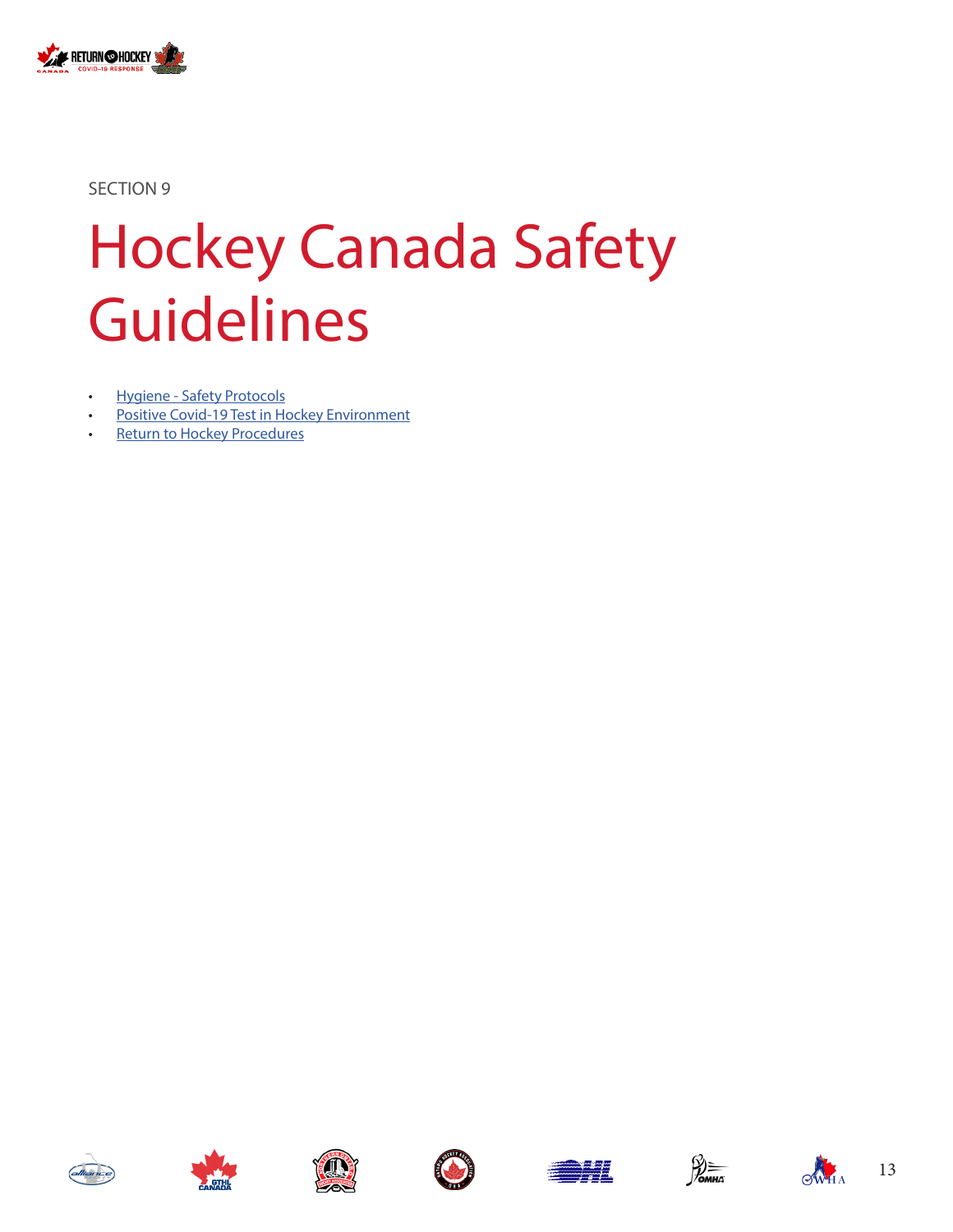SECTION 9

# Hockey Canada Safety Guidelines

- Hygiene - Safety Protocols
- Positive Covid-19 Test in Hockey Environment
- Return to Hockey Procedures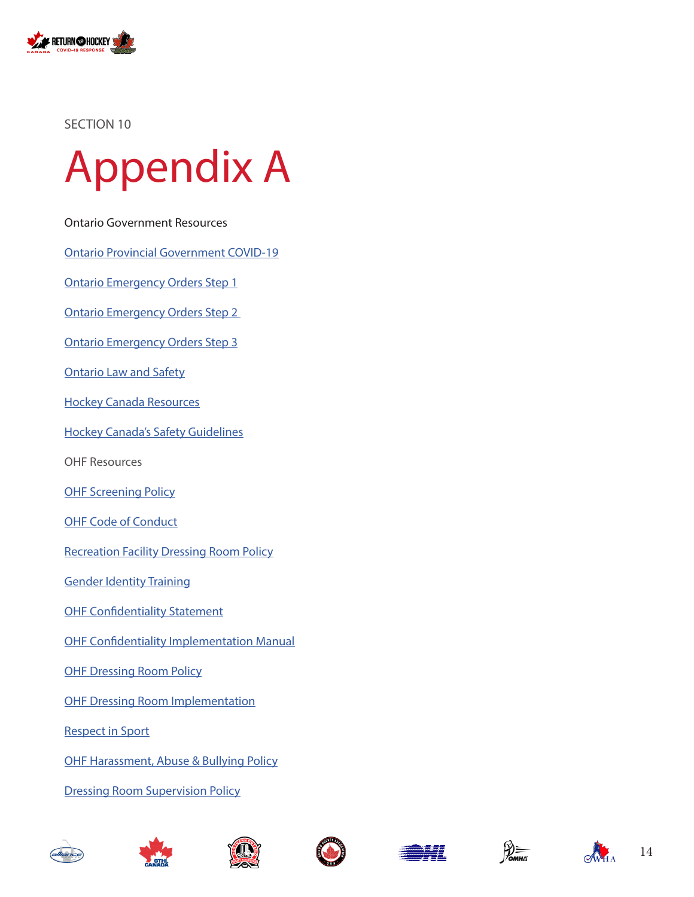SECTION 10

# Appendix A

Ontario Government Resources

Ontario Provincial Government COVID-19

Ontario Emergency Orders Step 1

Ontario Emergency Orders Step 2

Ontario Emergency Orders Step 3

Ontario Law and Safety

Hockey Canada Resources

Hockey Canada's Safety Guidelines

OHF Resources

OHF Screening Policy

OHF Code of Conduct

Recreation Facility Dressing Room Policy

Gender Identity Training

OHF Confidentiality Statement

OHF Confidentiality Implementation Manual

OHF Dressing Room Policy

OHF Dressing Room Implementation

Respect in Sport

OHF Harassment, Abuse & Bullying Policy

Dressing Room Supervision Policy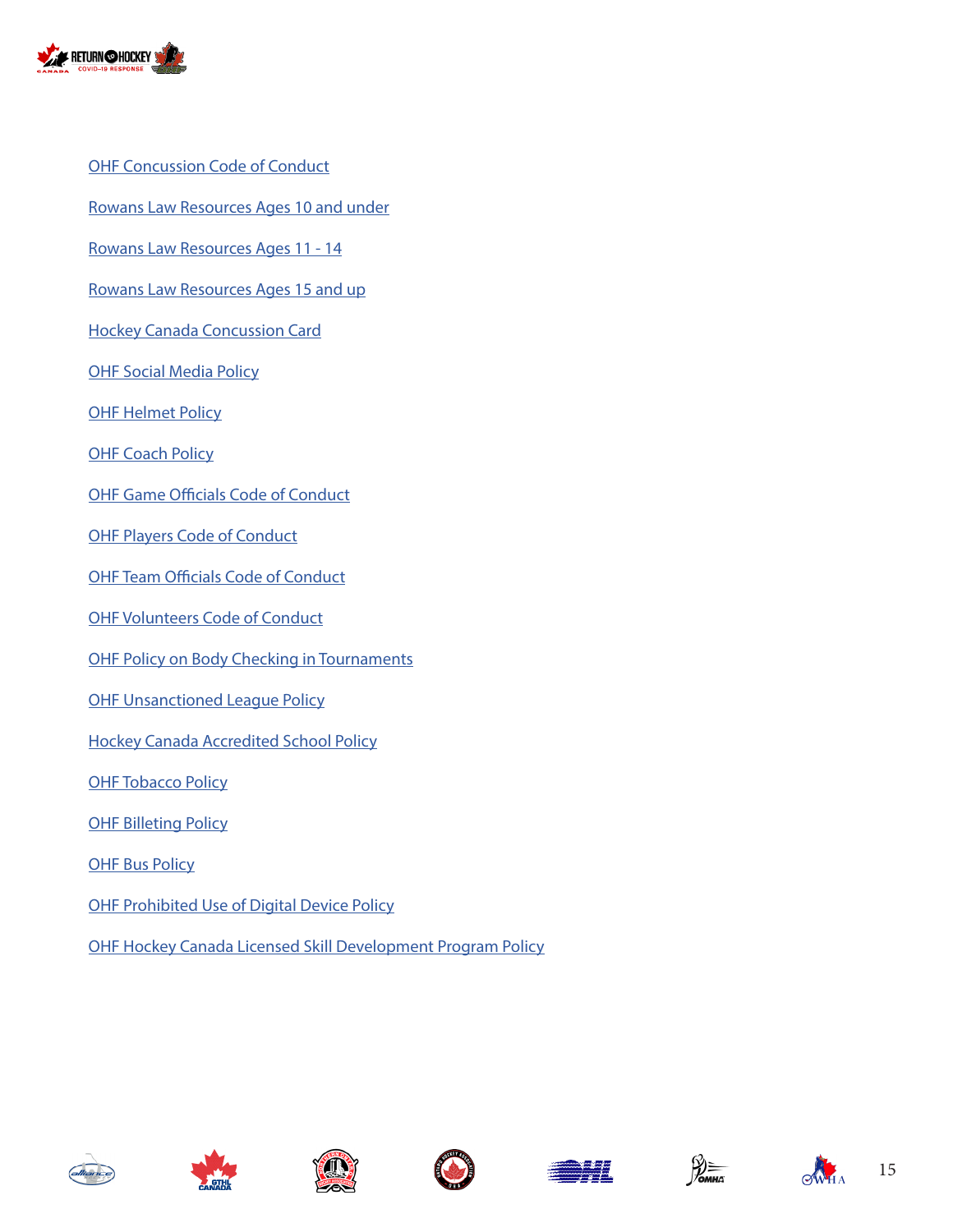OHF Concussion Code of Conduct

Rowans Law Resources Ages 10 and under

Rowans Law Resources Ages 11 - 14

Rowans Law Resources Ages 15 and up

Hockey Canada Concussion Card

OHF Social Media Policy

OHF Helmet Policy

OHF Coach Policy

OHF Game Officials Code of Conduct

OHF Players Code of Conduct

OHF Team Officials Code of Conduct

OHF Volunteers Code of Conduct

OHF Policy on Body Checking in Tournaments

OHF Unsanctioned League Policy

Hockey Canada Accredited School Policy

OHF Tobacco Policy

OHF Billeting Policy

OHF Bus Policy

OHF Prohibited Use of Digital Device Policy

OHF Hockey Canada Licensed Skill Development Program Policy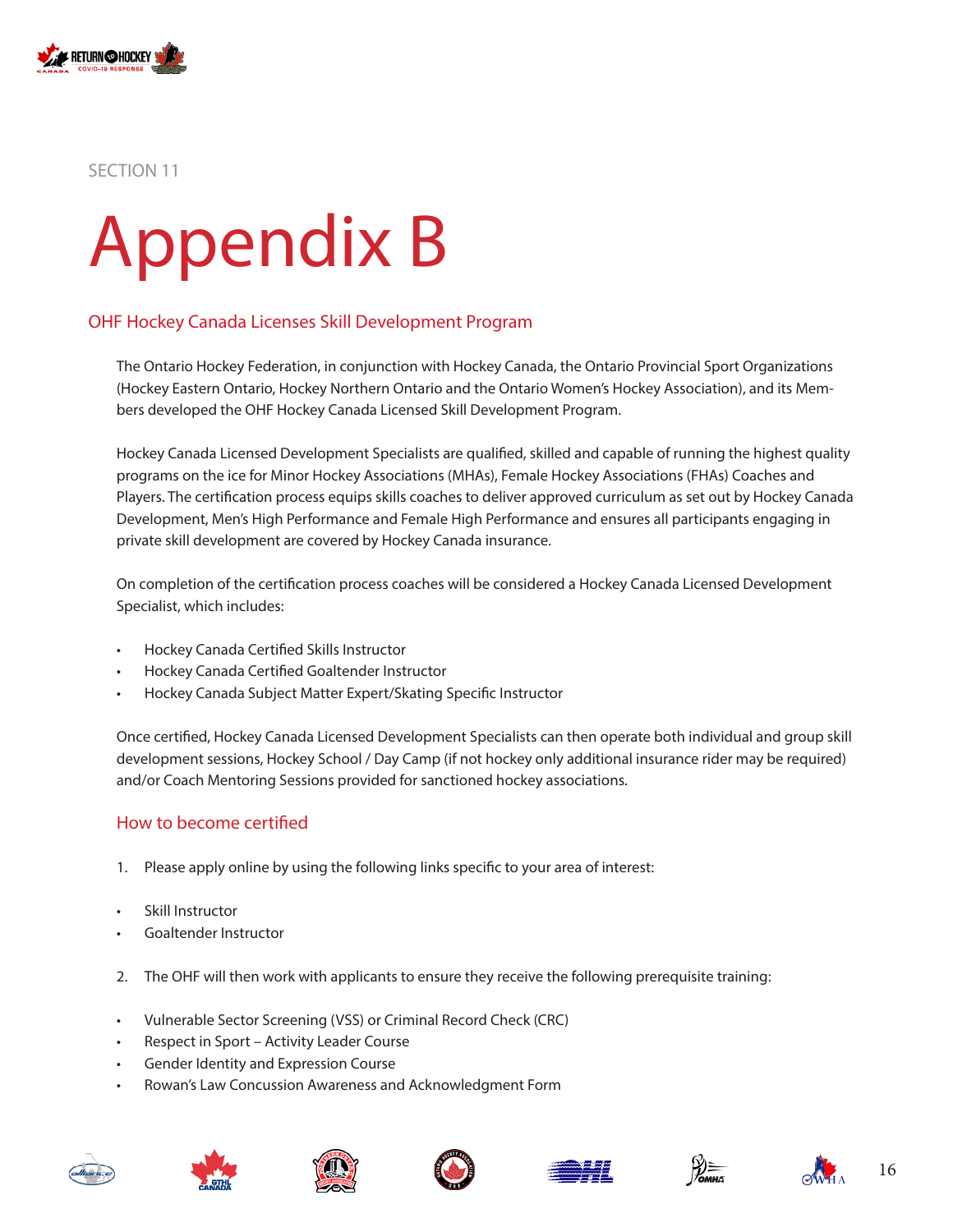SECTION 11

# Appendix B

## OHF Hockey Canada Licenses Skill Development Program

The Ontario Hockey Federation, in conjunction with Hockey Canada, the Ontario Provincial Sport Organizations (Hockey Eastern Ontario, Hockey Northern Ontario and the Ontario Women's Hockey Association), and its Members developed the OHF Hockey Canada Licensed Skill Development Program.

Hockey Canada Licensed Development Specialists are qualified, skilled and capable of running the highest quality programs on the ice for Minor Hockey Associations (MHAs), Female Hockey Associations (FHAs) Coaches and Players. The certification process equips skills coaches to deliver approved curriculum as set out by Hockey Canada Development, Men's High Performance and Female High Performance and ensures all participants engaging in private skill development are covered by Hockey Canada insurance.

On completion of the certification process coaches will be considered a Hockey Canada Licensed Development Specialist, which includes:

- Hockey Canada Certified Skills Instructor
- Hockey Canada Certified Goaltender Instructor
- Hockey Canada Subject Matter Expert/Skating Specific Instructor

Once certified, Hockey Canada Licensed Development Specialists can then operate both individual and group skill development sessions, Hockey School / Day Camp (if not hockey only additional insurance rider may be required) and/or Coach Mentoring Sessions provided for sanctioned hockey associations.

### How to become certified

1. Please apply online by using the following links specific to your area of interest:

- Skill Instructor
- Goaltender Instructor

2. The OHF will then work with applicants to ensure they receive the following prerequisite training:

- Vulnerable Sector Screening (VSS) or Criminal Record Check (CRC)
- Respect in Sport – Activity Leader Course
- Gender Identity and Expression Course
- Rowan's Law Concussion Awareness and Acknowledgment Form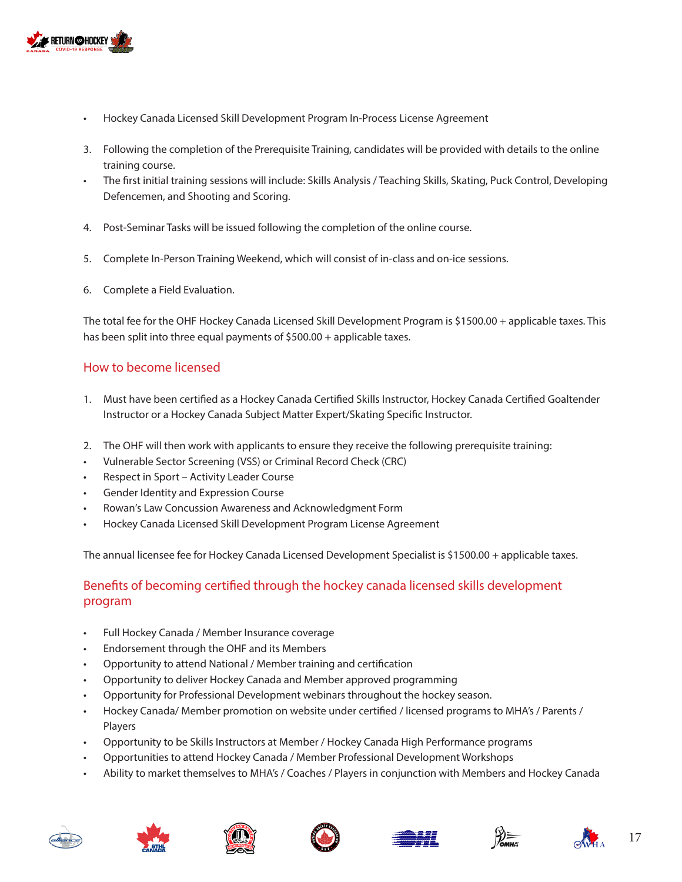- Hockey Canada Licensed Skill Development Program In-Process License Agreement

3. Following the completion of the Prerequisite Training, candidates will be provided with details to the online training course.

- The first initial training sessions will include: Skills Analysis / Teaching Skills, Skating, Puck Control, Developing Defencemen, and Shooting and Scoring.

4. Post-Seminar Tasks will be issued following the completion of the online course.

5. Complete In-Person Training Weekend, which will consist of in-class and on-ice sessions.

6. Complete a Field Evaluation.

The total fee for the OHF Hockey Canada Licensed Skill Development Program is $1500.00 + applicable taxes. This has been split into three equal payments of $500.00 + applicable taxes.

## How to become licensed

1. Must have been certified as a Hockey Canada Certified Skills Instructor, Hockey Canada Certified Goaltender Instructor or a Hockey Canada Subject Matter Expert/Skating Specific Instructor.

2. The OHF will then work with applicants to ensure they receive the following prerequisite training:

- Vulnerable Sector Screening (VSS) or Criminal Record Check (CRC)
- Respect in Sport – Activity Leader Course
- Gender Identity and Expression Course
- Rowan's Law Concussion Awareness and Acknowledgment Form
- Hockey Canada Licensed Skill Development Program License Agreement

The annual licensee fee for Hockey Canada Licensed Development Specialist is $1500.00 + applicable taxes.

## Benefits of becoming certified through the hockey canada licensed skills development program

- Full Hockey Canada / Member Insurance coverage
- Endorsement through the OHF and its Members
- Opportunity to attend National / Member training and certification
- Opportunity to deliver Hockey Canada and Member approved programming
- Opportunity for Professional Development webinars throughout the hockey season.
- Hockey Canada/ Member promotion on website under certified / licensed programs to MHA's / Parents / Players
- Opportunity to be Skills Instructors at Member / Hockey Canada High Performance programs
- Opportunities to attend Hockey Canada / Member Professional Development Workshops
- Ability to market themselves to MHA's / Coaches / Players in conjunction with Members and Hockey Canada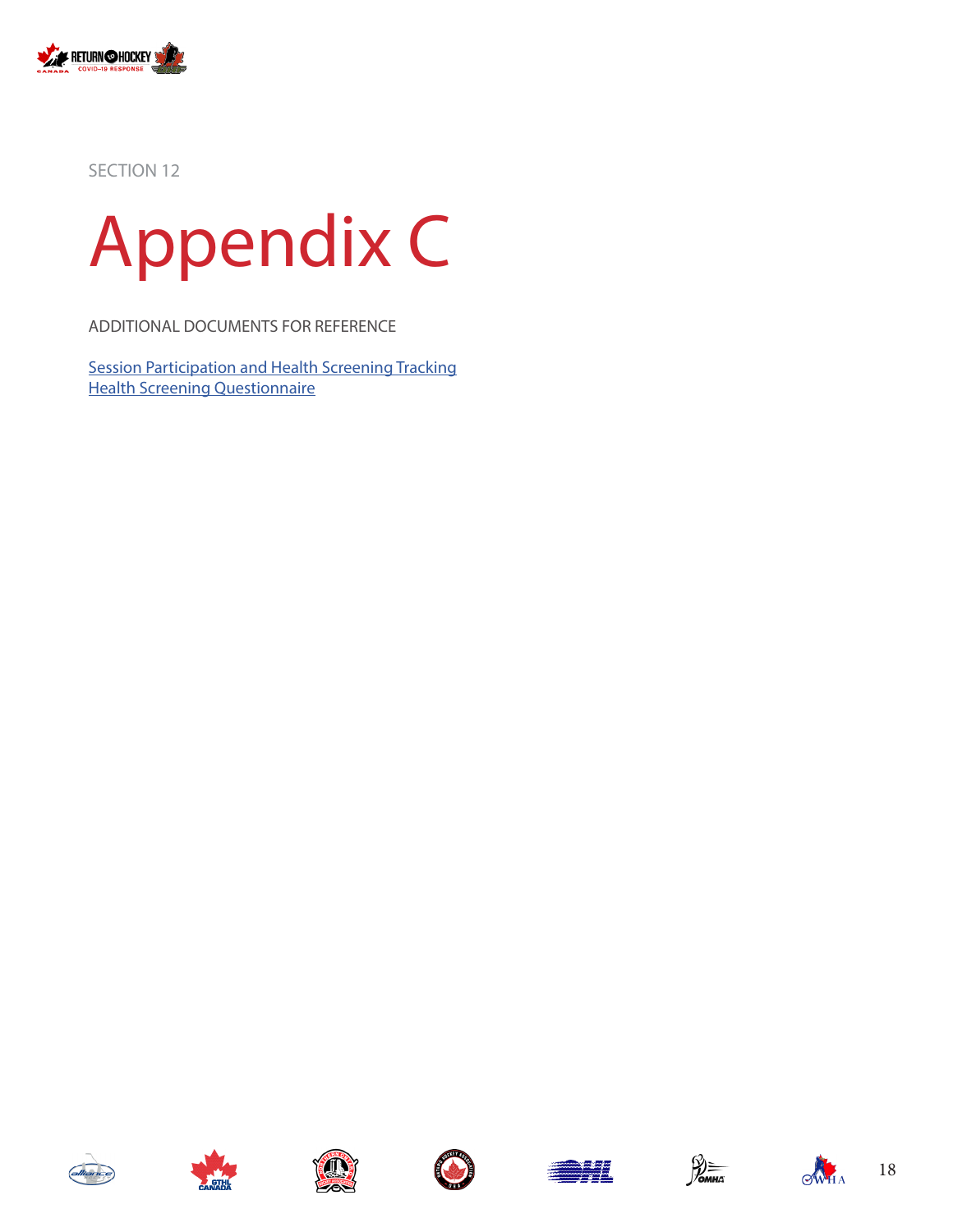SECTION 12

# Appendix C

ADDITIONAL DOCUMENTS FOR REFERENCE

Session Participation and Health Screening Tracking
Health Screening Questionnaire